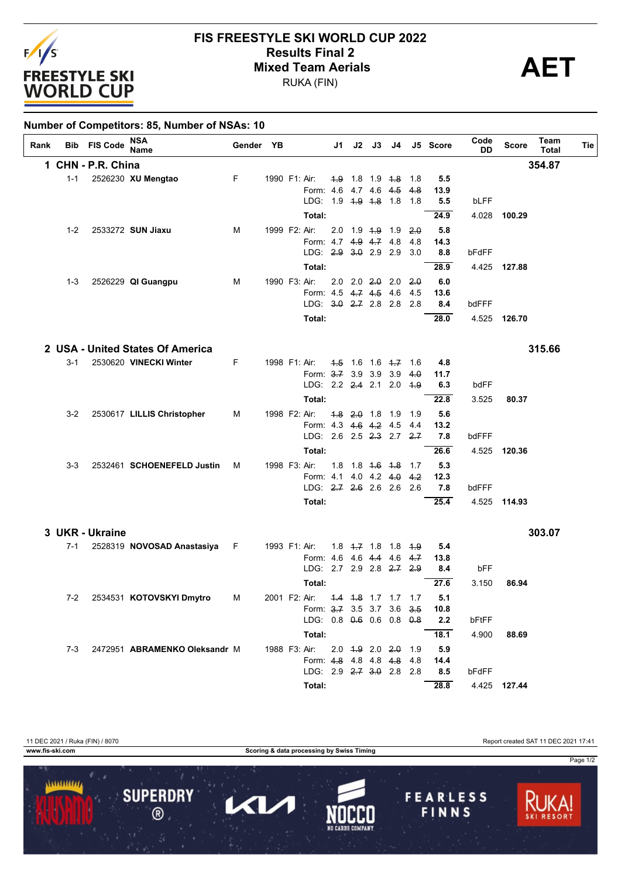# FIS FREESTYLE SKI WORLD CUP 2022

## Results Final 2

## Mixed Team Aerials

RUKA (FIN)

**AET**

**Number of Competitors: 85, Number of NSAs: 10**

| Rank | Bib | FIS Code | NSA Name | Gender | YB | | J1 | J2 | J3 | J4 | J5 | Score | Code DD | Score | Team Total | Tie |
|---|---|---|---|---|---|---|---|---|---|---|---|---|---|---|---|---|
| **1** | | | **CHN - P.R. China** | | | | | | | | | | | | **354.87** | |
| | 1-1 | 2526230 | **XU Mengtao** | F | 1990 | F1: Air: | ~~1.9~~ | 1.8 | 1.9 | ~~1.8~~ | 1.8 | 5.5 | | | | |
| | | | | | | Form: | 4.6 | 4.7 | 4.6 | ~~4.5~~ | ~~4.8~~ | 13.9 | | | | |
| | | | | | | LDG: | 1.9 | ~~1.9~~ | ~~1.8~~ | 1.8 | 1.8 | 5.5 | bLFF | | | |
| | | | | | | **Total:** | | | | | | **24.9** | 4.028 | **100.29** | | |
| | 1-2 | 2533272 | **SUN Jiaxu** | M | 1999 | F2: Air: | 2.0 | 1.9 | ~~1.9~~ | 1.9 | ~~2.0~~ | 5.8 | | | | |
| | | | | | | Form: | 4.7 | ~~4.9~~ | ~~4.7~~ | 4.8 | 4.8 | 14.3 | | | | |
| | | | | | | LDG: | ~~2.9~~ | ~~3.0~~ | 2.9 | 2.9 | 3.0 | 8.8 | bFdFF | | | |
| | | | | | | **Total:** | | | | | | **28.9** | 4.425 | **127.88** | | |
| | 1-3 | 2526229 | **QI Guangpu** | M | 1990 | F3: Air: | 2.0 | 2.0 | ~~2.0~~ | 2.0 | ~~2.0~~ | 6.0 | | | | |
| | | | | | | Form: | 4.5 | ~~4.7~~ | ~~4.5~~ | 4.6 | 4.5 | 13.6 | | | | |
| | | | | | | LDG: | ~~3.0~~ | ~~2.7~~ | 2.8 | 2.8 | 2.8 | 8.4 | bdFFF | | | |
| | | | | | | **Total:** | | | | | | **28.0** | 4.525 | **126.70** | | |
| **2** | | | **USA - United States Of America** | | | | | | | | | | | | **315.66** | |
| | 3-1 | 2530620 | **VINECKI Winter** | F | 1998 | F1: Air: | ~~1.5~~ | 1.6 | 1.6 | ~~1.7~~ | 1.6 | 4.8 | | | | |
| | | | | | | Form: | ~~3.7~~ | 3.9 | 3.9 | 3.9 | ~~4.0~~ | 11.7 | | | | |
| | | | | | | LDG: | 2.2 | ~~2.4~~ | 2.1 | 2.0 | ~~1.9~~ | 6.3 | bdFF | | | |
| | | | | | | **Total:** | | | | | | **22.8** | 3.525 | **80.37** | | |
| | 3-2 | 2530617 | **LILLIS Christopher** | M | 1998 | F2: Air: | ~~1.8~~ | ~~2.0~~ | 1.8 | 1.9 | 1.9 | 5.6 | | | | |
| | | | | | | Form: | 4.3 | ~~4.6~~ | ~~4.2~~ | 4.5 | 4.4 | 13.2 | | | | |
| | | | | | | LDG: | 2.6 | 2.5 | ~~2.3~~ | 2.7 | ~~2.7~~ | 7.8 | bdFFF | | | |
| | | | | | | **Total:** | | | | | | **26.6** | 4.525 | **120.36** | | |
| | 3-3 | 2532461 | **SCHOENEFELD Justin** | M | 1998 | F3: Air: | 1.8 | 1.8 | ~~1.6~~ | ~~1.8~~ | 1.7 | 5.3 | | | | |
| | | | | | | Form: | 4.1 | 4.0 | 4.2 | ~~4.0~~ | ~~4.2~~ | 12.3 | | | | |
| | | | | | | LDG: | ~~2.7~~ | ~~2.6~~ | 2.6 | 2.6 | 2.6 | 7.8 | bdFFF | | | |
| | | | | | | **Total:** | | | | | | **25.4** | 4.525 | **114.93** | | |
| **3** | | | **UKR - Ukraine** | | | | | | | | | | | | **303.07** | |
| | 7-1 | 2528319 | **NOVOSAD Anastasiya** | F | 1993 | F1: Air: | 1.8 | ~~1.7~~ | 1.8 | 1.8 | ~~1.9~~ | 5.4 | | | | |
| | | | | | | Form: | 4.6 | 4.6 | ~~4.4~~ | 4.6 | ~~4.7~~ | 13.8 | | | | |
| | | | | | | LDG: | 2.7 | 2.9 | 2.8 | ~~2.7~~ | ~~2.9~~ | 8.4 | bFF | | | |
| | | | | | | **Total:** | | | | | | **27.6** | 3.150 | **86.94** | | |
| | 7-2 | 2534531 | **KOTOVSKYI Dmytro** | M | 2001 | F2: Air: | ~~1.4~~ | ~~1.8~~ | 1.7 | 1.7 | 1.7 | 5.1 | | | | |
| | | | | | | Form: | ~~3.7~~ | 3.5 | 3.7 | 3.6 | ~~3.5~~ | 10.8 | | | | |
| | | | | | | LDG: | 0.8 | ~~0.6~~ | 0.6 | 0.8 | ~~0.8~~ | 2.2 | bFtFF | | | |
| | | | | | | **Total:** | | | | | | **18.1** | 4.900 | **88.69** | | |
| | 7-3 | 2472951 | **ABRAMENKO Oleksandr** | M | 1988 | F3: Air: | 2.0 | ~~1.9~~ | 2.0 | ~~2.0~~ | 1.9 | 5.9 | | | | |
| | | | | | | Form: | ~~4.8~~ | 4.8 | 4.8 | ~~4.8~~ | 4.8 | 14.4 | | | | |
| | | | | | | LDG: | 2.9 | ~~2.7~~ | ~~3.0~~ | 2.8 | 2.8 | 8.5 | bFdFF | | | |
| | | | | | | **Total:** | | | | | | **28.8** | 4.425 | **127.44** | | |

11 DEC 2021 / Ruka (FIN) / 8070 — Report created SAT 11 DEC 2021 17:41

www.fis-ski.com — Scoring & data processing by Swiss Timing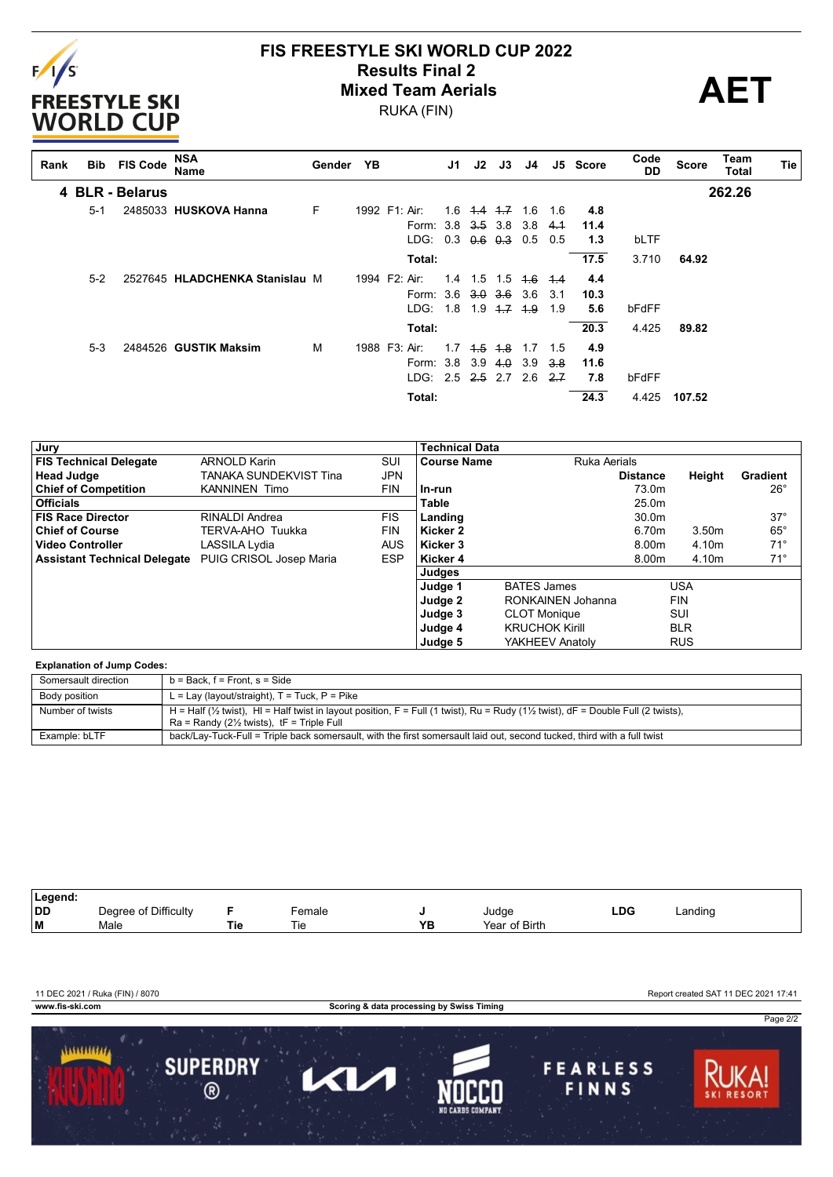# FIS FREESTYLE SKI WORLD CUP 2022

## Results Final 2

## Mixed Team Aerials

RUKA (FIN)

**AET**

| Rank | Bib | FIS Code | NSA Name | Gender | YB | | J1 | J2 | J3 | J4 | J5 | Score | Code DD | Score | Team Total | Tie |
|---|---|---|---|---|---|---|---|---|---|---|---|---|---|---|---|---|
| **4** | | | **BLR - Belarus** | | | | | | | | | | | | **262.26** | |
| | 5-1 | 2485033 | **HUSKOVA Hanna** | F | 1992 | F1: Air: | 1.6 | ~~1.4~~ | ~~1.7~~ | 1.6 | 1.6 | **4.8** | | | | |
| | | | | | | Form: | 3.8 | ~~3.5~~ | 3.8 | 3.8 | ~~4.1~~ | **11.4** | | | | |
| | | | | | | LDG: | 0.3 | ~~0.6~~ | ~~0.3~~ | 0.5 | 0.5 | **1.3** | bLTF | | | |
| | | | | | | **Total:** | | | | | | **17.5** | 3.710 | **64.92** | | |
| | 5-2 | 2527645 | **HLADCHENKA Stanislau** | M | 1994 | F2: Air: | 1.4 | 1.5 | 1.5 | ~~1.6~~ | ~~1.4~~ | **4.4** | | | | |
| | | | | | | Form: | 3.6 | ~~3.0~~ | ~~3.6~~ | 3.6 | 3.1 | **10.3** | | | | |
| | | | | | | LDG: | 1.8 | 1.9 | ~~1.7~~ | ~~1.9~~ | 1.9 | **5.6** | bFdFF | | | |
| | | | | | | **Total:** | | | | | | **20.3** | 4.425 | **89.82** | | |
| | 5-3 | 2484526 | **GUSTIK Maksim** | M | 1988 | F3: Air: | 1.7 | ~~1.5~~ | ~~1.8~~ | 1.7 | 1.5 | **4.9** | | | | |
| | | | | | | Form: | 3.8 | 3.9 | ~~4.0~~ | 3.9 | ~~3.8~~ | **11.6** | | | | |
| | | | | | | LDG: | 2.5 | ~~2.5~~ | 2.7 | 2.6 | ~~2.7~~ | **7.8** | bFdFF | | | |
| | | | | | | **Total:** | | | | | | **24.3** | 4.425 | **107.52** | | |

| Jury | | |
|---|---|---|
| **FIS Technical Delegate** | ARNOLD Karin | SUI |
| **Head Judge** | TANAKA SUNDEKVIST Tina | JPN |
| **Chief of Competition** | KANNINEN Timo | FIN |
| **Officials** | | |
| **FIS Race Director** | RINALDI Andrea | FIS |
| **Chief of Course** | TERVA-AHO Tuukka | FIN |
| **Video Controller** | LASSILA Lydia | AUS |
| **Assistant Technical Delegate** | PUIG CRISOL Josep Maria | ESP |

| Technical Data | | | |
|---|---|---|---|
| **Course Name** | Ruka Aerials | | |
| | **Distance** | **Height** | **Gradient** |
| **In-run** | 73.0m | | 26° |
| **Table** | 25.0m | | |
| **Landing** | 30.0m | | 37° |
| **Kicker 2** | 6.70m | 3.50m | 65° |
| **Kicker 3** | 8.00m | 4.10m | 71° |
| **Kicker 4** | 8.00m | 4.10m | 71° |

| Judges | | |
|---|---|---|
| **Judge 1** | BATES James | USA |
| **Judge 2** | RONKAINEN Johanna | FIN |
| **Judge 3** | CLOT Monique | SUI |
| **Judge 4** | KRUCHOK Kirill | BLR |
| **Judge 5** | YAKHEEV Anatoly | RUS |

**Explanation of Jump Codes:**

| | |
|---|---|
| Somersault direction | b = Back, f = Front, s = Side |
| Body position | L = Lay (layout/straight), T = Tuck, P = Pike |
| Number of twists | H = Half (½ twist), Hl = Half twist in layout position, F = Full (1 twist), Ru = Rudy (1½ twist), dF = Double Full (2 twists), Ra = Randy (2½ twists), tF = Triple Full |
| Example: bLTF | back/Lay-Tuck-Full = Triple back somersault, with the first somersault laid out, second tucked, third with a full twist |

| Legend: | | | | | | | |
|---|---|---|---|---|---|---|---|
| **DD** | Degree of Difficulty | **F** | Female | **J** | Judge | **LDG** | Landing |
| **M** | Male | **Tie** | Tie | **YB** | Year of Birth | | |

11 DEC 2021 / Ruka (FIN) / 8070

Report created SAT 11 DEC 2021 17:41

www.fis-ski.com

Scoring & data processing by Swiss Timing